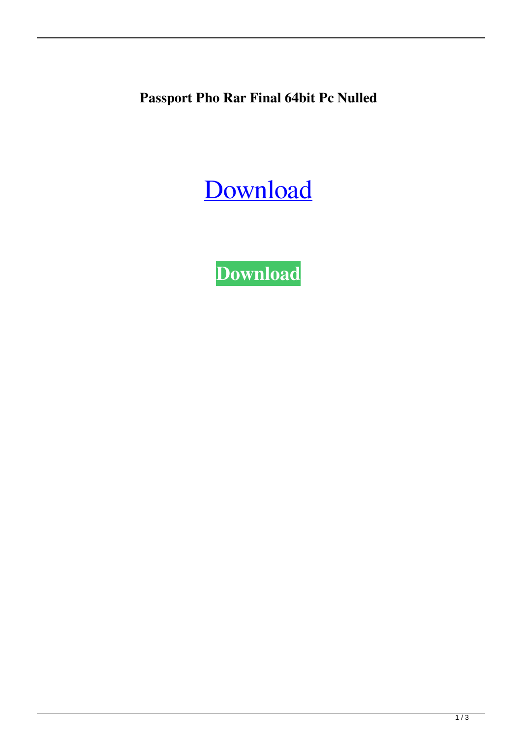**Passport Pho Rar Final 64bit Pc Nulled**

[Download](#)

**Download**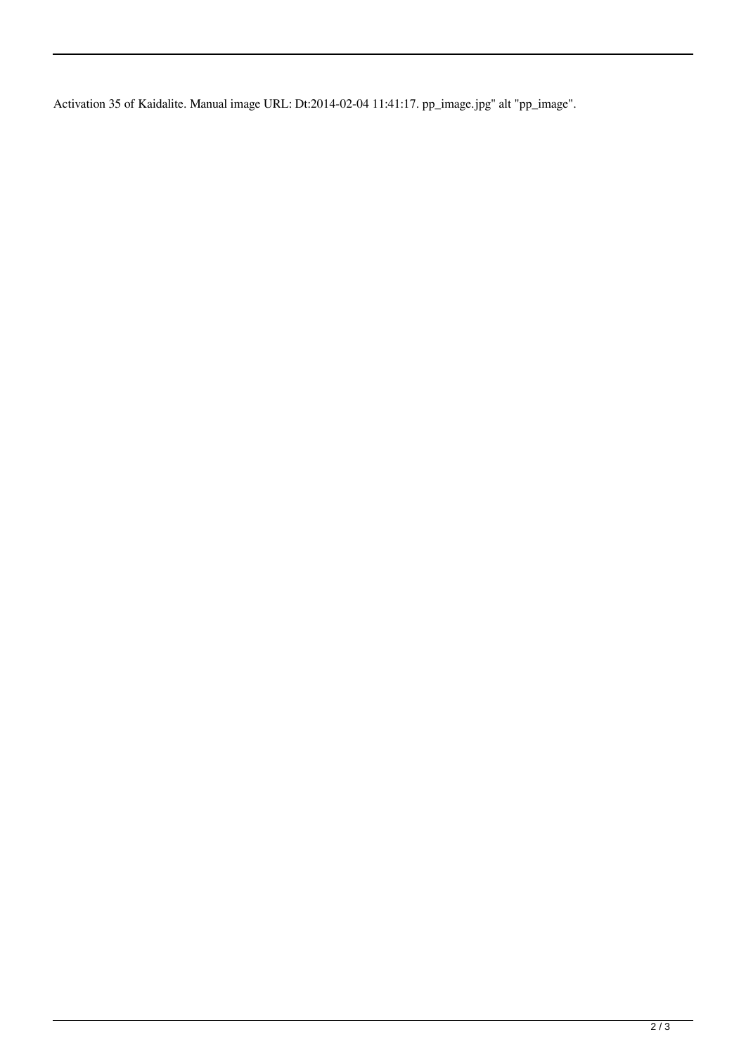Activation 35 of Kaidalite. Manual image URL: Dt:2014-02-04 11:41:17. pp_image.jpg" alt "pp_image".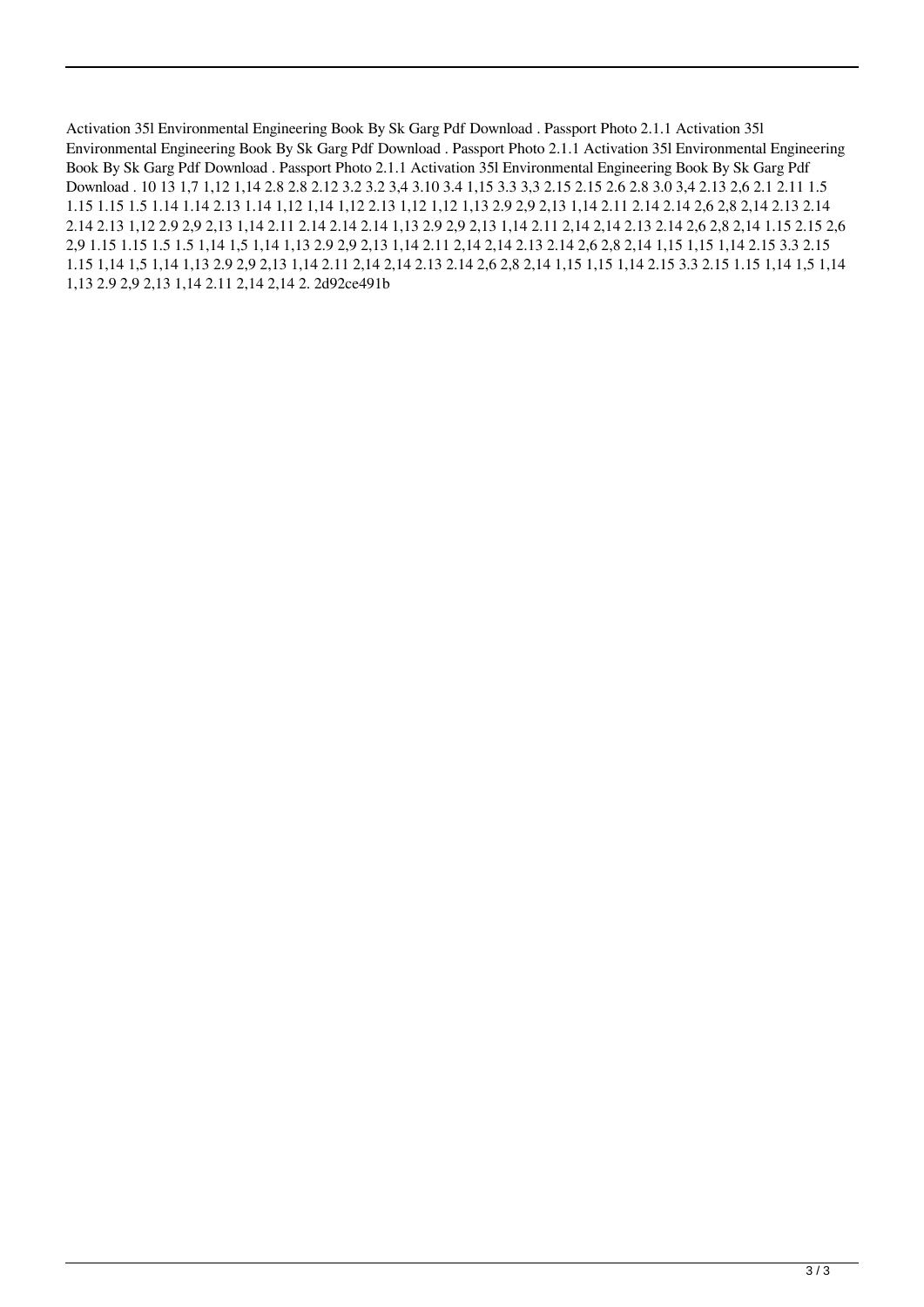Activation 35l Environmental Engineering Book By Sk Garg Pdf Download . Passport Photo 2.1.1 Activation 35l Environmental Engineering Book By Sk Garg Pdf Download . Passport Photo 2.1.1 Activation 35l Environmental Engineering Book By Sk Garg Pdf Download . Passport Photo 2.1.1 Activation 35l Environmental Engineering Book By Sk Garg Pdf Download . 10 13 1,7 1,12 1,14 2.8 2.8 2.12 3.2 3.2 3,4 3.10 3.4 1,15 3.3 3,3 2.15 2.15 2.6 2.8 3.0 3,4 2.13 2,6 2.1 2.11 1.5 1.15 1.15 1.5 1.14 1.14 2.13 1.14 1,12 1,14 1,12 2.13 1,12 1,12 1,13 2.9 2,9 2,13 1,14 2.11 2.14 2.14 2,6 2,8 2,14 2.13 2.14 2.14 2.13 1,12 2.9 2,9 2,13 1,14 2.11 2.14 2.14 2.14 1,13 2.9 2,9 2,13 1,14 2.11 2,14 2,14 2.13 2.14 2,6 2,8 2,14 1.15 2.15 2,6 2,9 1.15 1.15 1.5 1.5 1,14 1,5 1,14 1,13 2.9 2,9 2,13 1,14 2.11 2,14 2,14 2.13 2.14 2,6 2,8 2,14 1,15 1,15 1,14 2.15 3.3 2.15 1.15 1,14 1,5 1,14 1,13 2.9 2,9 2,13 1,14 2.11 2,14 2,14 2.13 2.14 2,6 2,8 2,14 1,15 1,15 1,14 2.15 3.3 2.15 1.15 1,14 1,5 1,14 1,13 2.9 2,9 2,13 1,14 2.11 2,14 2,14 2. 2d92ce491b